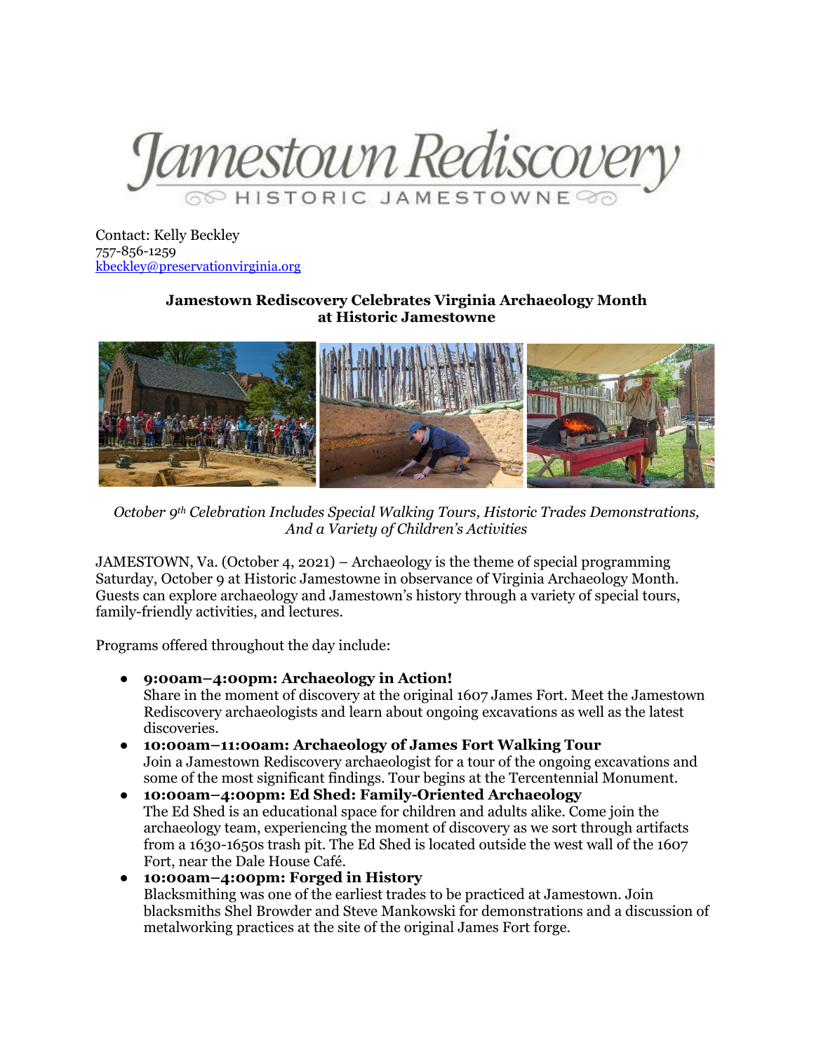Jamestown Rediscovery

HISTORIC JAMESTOWNE

Contact: Kelly Beckley
757-856-1259
kbeckley@preservationvirginia.org

## Jamestown Rediscovery Celebrates Virginia Archaeology Month at Historic Jamestowne

*October 9th Celebration Includes Special Walking Tours, Historic Trades Demonstrations, And a Variety of Children's Activities*

JAMESTOWN, Va. (October 4, 2021) – Archaeology is the theme of special programming Saturday, October 9 at Historic Jamestowne in observance of Virginia Archaeology Month. Guests can explore archaeology and Jamestown's history through a variety of special tours, family-friendly activities, and lectures.

Programs offered throughout the day include:

- **9:00am–4:00pm: Archaeology in Action!**
  Share in the moment of discovery at the original 1607 James Fort. Meet the Jamestown Rediscovery archaeologists and learn about ongoing excavations as well as the latest discoveries.
- **10:00am–11:00am: Archaeology of James Fort Walking Tour**
  Join a Jamestown Rediscovery archaeologist for a tour of the ongoing excavations and some of the most significant findings. Tour begins at the Tercentennial Monument.
- **10:00am–4:00pm: Ed Shed: Family-Oriented Archaeology**
  The Ed Shed is an educational space for children and adults alike. Come join the archaeology team, experiencing the moment of discovery as we sort through artifacts from a 1630-1650s trash pit. The Ed Shed is located outside the west wall of the 1607 Fort, near the Dale House Café.
- **10:00am–4:00pm: Forged in History**
  Blacksmithing was one of the earliest trades to be practiced at Jamestown. Join blacksmiths Shel Browder and Steve Mankowski for demonstrations and a discussion of metalworking practices at the site of the original James Fort forge.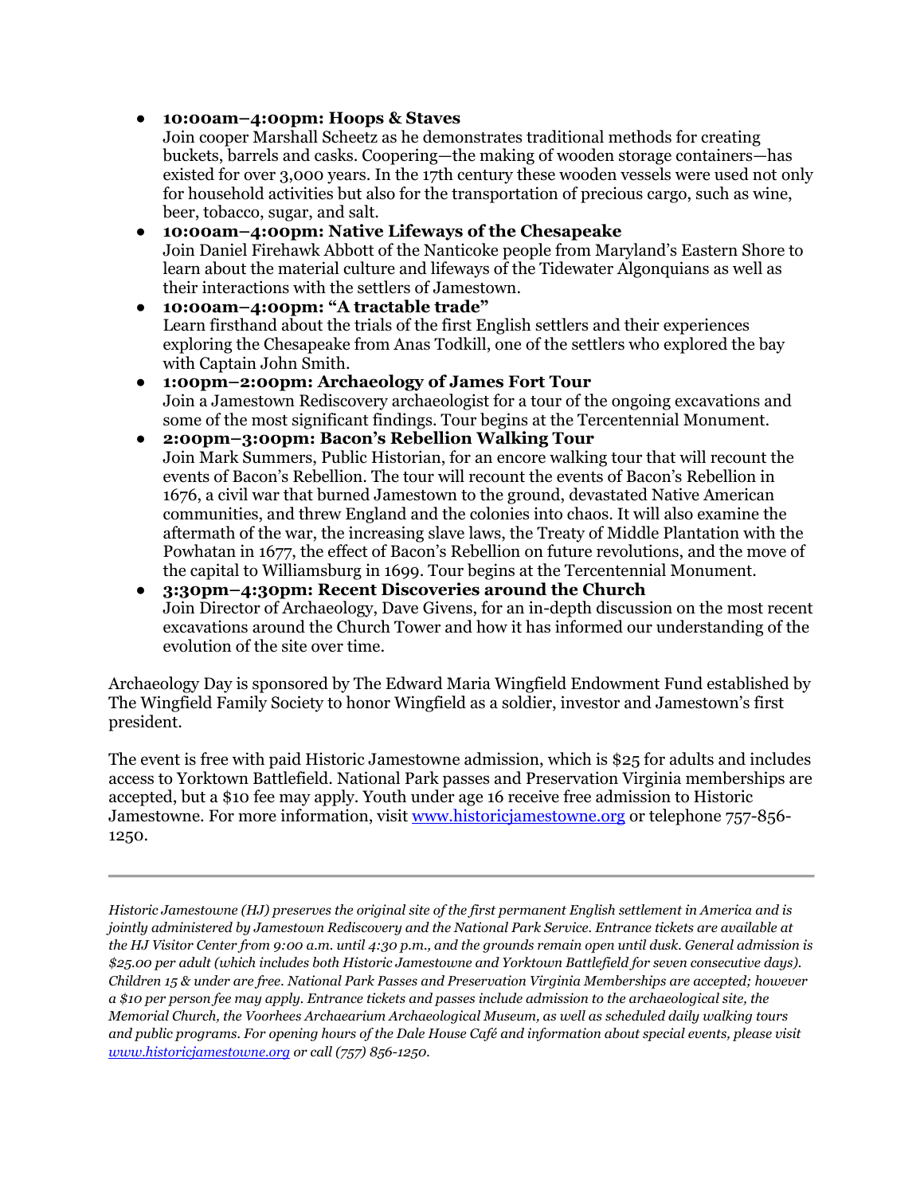- **10:00am–4:00pm: Hoops & Staves**
  Join cooper Marshall Scheetz as he demonstrates traditional methods for creating buckets, barrels and casks. Coopering—the making of wooden storage containers—has existed for over 3,000 years. In the 17th century these wooden vessels were used not only for household activities but also for the transportation of precious cargo, such as wine, beer, tobacco, sugar, and salt.
- **10:00am–4:00pm: Native Lifeways of the Chesapeake**
  Join Daniel Firehawk Abbott of the Nanticoke people from Maryland's Eastern Shore to learn about the material culture and lifeways of the Tidewater Algonquians as well as their interactions with the settlers of Jamestown.
- **10:00am–4:00pm: "A tractable trade"**
  Learn firsthand about the trials of the first English settlers and their experiences exploring the Chesapeake from Anas Todkill, one of the settlers who explored the bay with Captain John Smith.
- **1:00pm–2:00pm: Archaeology of James Fort Tour**
  Join a Jamestown Rediscovery archaeologist for a tour of the ongoing excavations and some of the most significant findings. Tour begins at the Tercentennial Monument.
- **2:00pm–3:00pm: Bacon's Rebellion Walking Tour**
  Join Mark Summers, Public Historian, for an encore walking tour that will recount the events of Bacon's Rebellion. The tour will recount the events of Bacon's Rebellion in 1676, a civil war that burned Jamestown to the ground, devastated Native American communities, and threw England and the colonies into chaos. It will also examine the aftermath of the war, the increasing slave laws, the Treaty of Middle Plantation with the Powhatan in 1677, the effect of Bacon's Rebellion on future revolutions, and the move of the capital to Williamsburg in 1699. Tour begins at the Tercentennial Monument.
- **3:30pm–4:30pm: Recent Discoveries around the Church**
  Join Director of Archaeology, Dave Givens, for an in-depth discussion on the most recent excavations around the Church Tower and how it has informed our understanding of the evolution of the site over time.

Archaeology Day is sponsored by The Edward Maria Wingfield Endowment Fund established by The Wingfield Family Society to honor Wingfield as a soldier, investor and Jamestown's first president.

The event is free with paid Historic Jamestowne admission, which is $25 for adults and includes access to Yorktown Battlefield. National Park passes and Preservation Virginia memberships are accepted, but a $10 fee may apply. Youth under age 16 receive free admission to Historic Jamestowne. For more information, visit [www.historicjamestowne.org](http://www.historicjamestowne.org) or telephone 757-856-1250.

---

*Historic Jamestowne (HJ) preserves the original site of the first permanent English settlement in America and is jointly administered by Jamestown Rediscovery and the National Park Service. Entrance tickets are available at the HJ Visitor Center from 9:00 a.m. until 4:30 p.m., and the grounds remain open until dusk. General admission is $25.00 per adult (which includes both Historic Jamestowne and Yorktown Battlefield for seven consecutive days). Children 15 & under are free. National Park Passes and Preservation Virginia Memberships are accepted; however a $10 per person fee may apply. Entrance tickets and passes include admission to the archaeological site, the Memorial Church, the Voorhees Archaearium Archaeological Museum, as well as scheduled daily walking tours and public programs. For opening hours of the Dale House Café and information about special events, please visit [www.historicjamestowne.org](http://www.historicjamestowne.org) or call (757) 856-1250.*